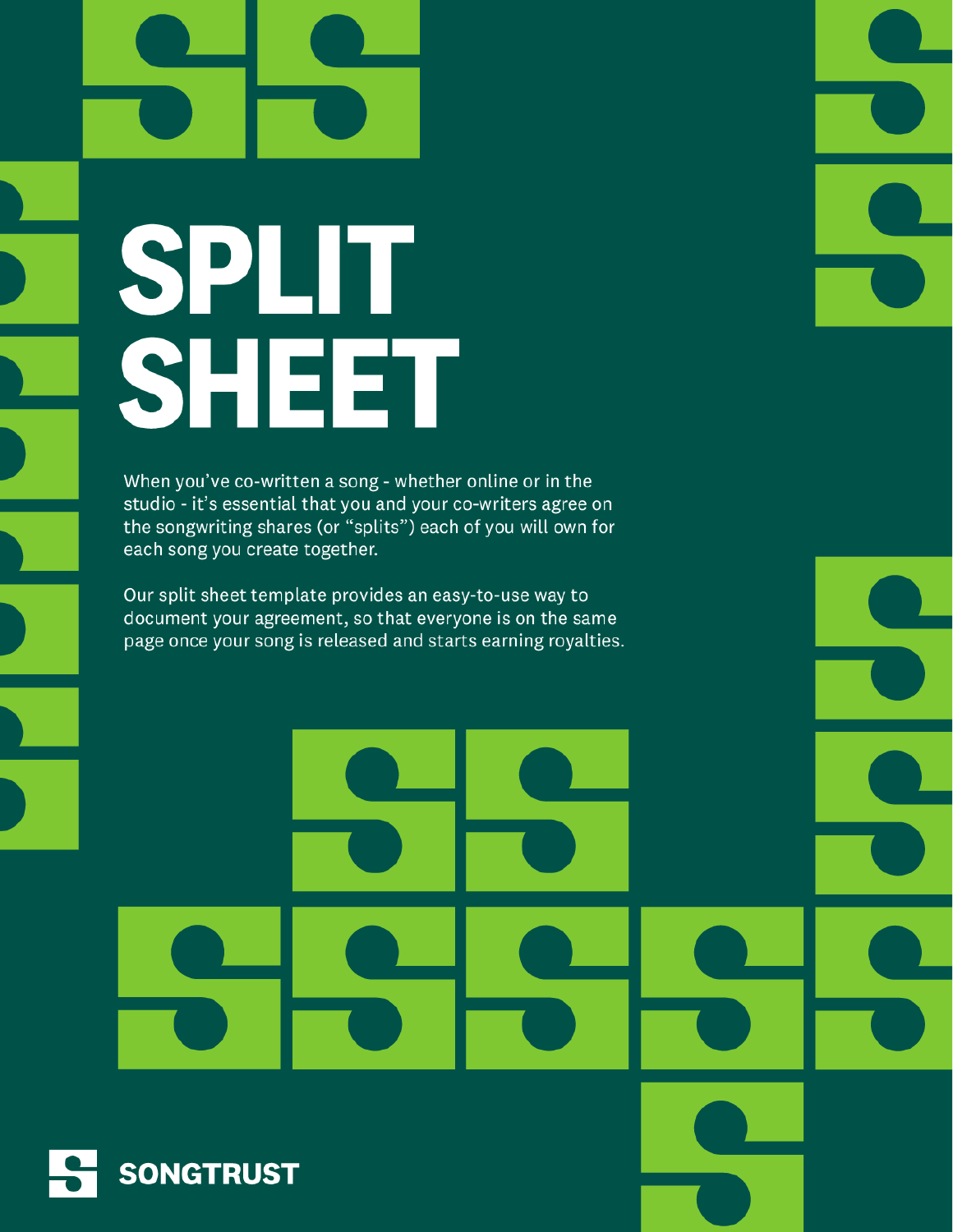# SPLIT SHEET

When you've co-written a song - whether online or in the studio - it's essential that you and your co-writers agree on the songwriting shares (or "splits") each of you will own for each song you create together.

Our split sheet template provides an easy-to-use way to document your agreement, so that everyone is on the same page once your song is released and starts earning royalties.

SONGTRUST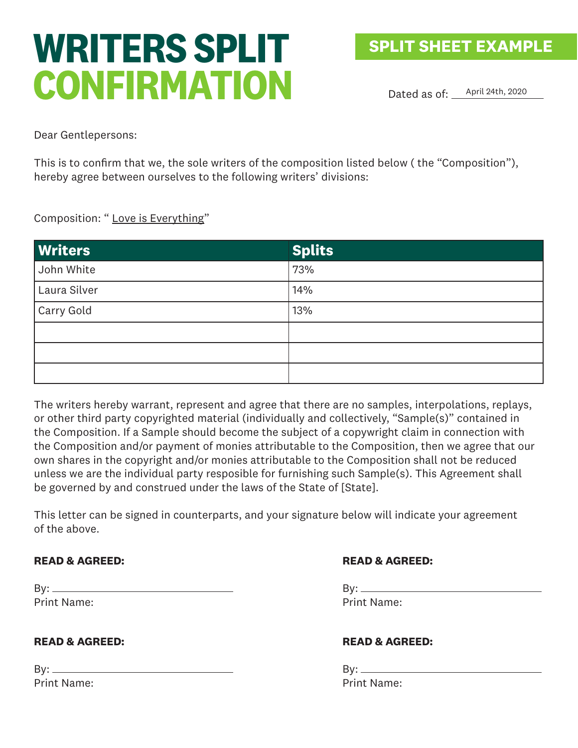# WRITERS SPLIT CONFIRMATION

**SPLIT SHEET EXAMPLE**

Dated as of: April 24th, 2020

Dear Gentlepersons:

This is to confirm that we, the sole writers of the composition listed below ( the “Composition”), hereby agree between ourselves to the following writers’ divisions:

Composition: “ Love is Everything”

| Writers | Splits |
| --- | --- |
| John White | 73% |
| Laura Silver | 14% |
| Carry Gold | 13% |
| | |
| | |
| | |

The writers hereby warrant, represent and agree that there are no samples, interpolations, replays, or other third party copyrighted material (individually and collectively, “Sample(s)” contained in the Composition. If a Sample should become the subject of a copywright claim in connection with the Composition and/or payment of monies attributable to the Composition, then we agree that our own shares in the copyright and/or monies attributable to the Composition shall not be reduced unless we are the individual party resposible for furnishing such Sample(s). This Agreement shall be governed by and construed under the laws of the State of [State].

This letter can be signed in counterparts, and your signature below will indicate your agreement of the above.

**READ & AGREED:**

By: ____________________
Print Name:

**READ & AGREED:**

By: ____________________
Print Name:

**READ & AGREED:**

By: ____________________
Print Name:

**READ & AGREED:**

By: ____________________
Print Name: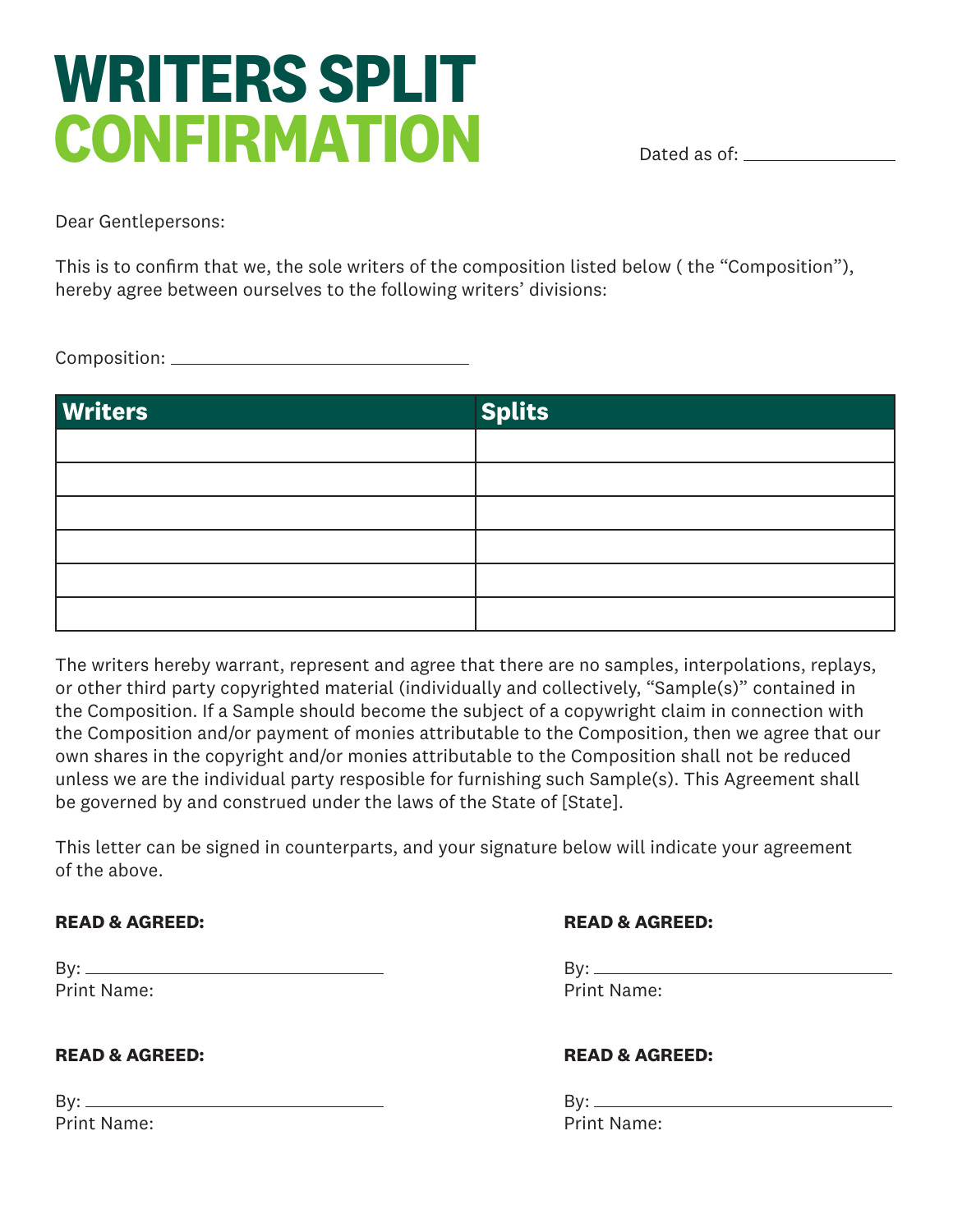# WRITERS SPLIT CONFIRMATION

Dated as of: ______________

Dear Gentlepersons:

This is to confirm that we, the sole writers of the composition listed below ( the "Composition"), hereby agree between ourselves to the following writers' divisions:

Composition: ______________________________

| Writers | Splits |
|---|---|
| | |
| | |
| | |
| | |
| | |
| | |

The writers hereby warrant, represent and agree that there are no samples, interpolations, replays, or other third party copyrighted material (individually and collectively, "Sample(s)" contained in the Composition. If a Sample should become the subject of a copywright claim in connection with the Composition and/or payment of monies attributable to the Composition, then we agree that our own shares in the copyright and/or monies attributable to the Composition shall not be reduced unless we are the individual party resposible for furnishing such Sample(s). This Agreement shall be governed by and construed under the laws of the State of [State].

This letter can be signed in counterparts, and your signature below will indicate your agreement of the above.

**READ & AGREED:**

By: ______________________________
Print Name:

**READ & AGREED:**

By: ______________________________
Print Name:

**READ & AGREED:**

By: ______________________________
Print Name:

**READ & AGREED:**

By: ______________________________
Print Name: